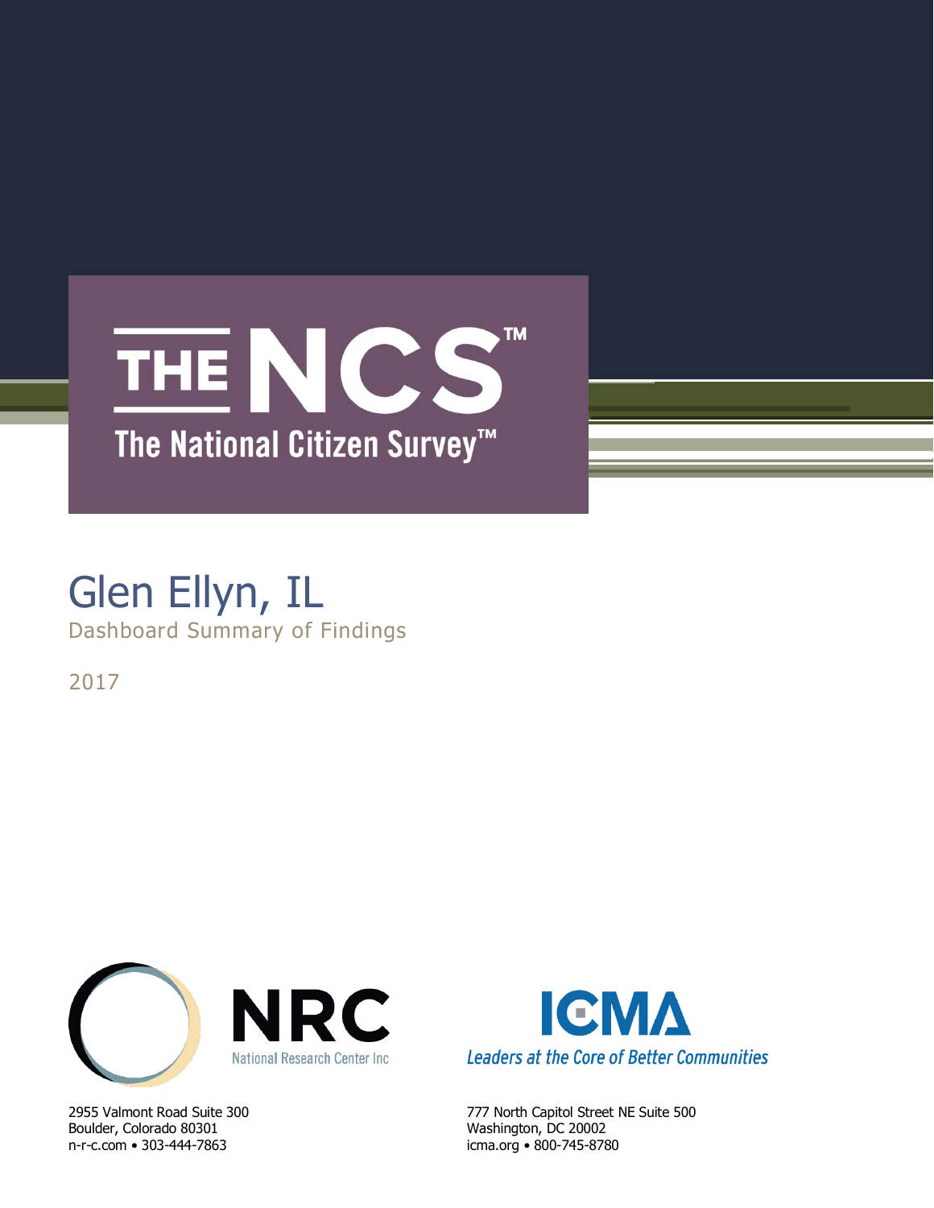# THE NCS™

## The National Citizen Survey™

# Glen Ellyn, IL

Dashboard Summary of Findings

2017

NRC
National Research Center Inc

2955 Valmont Road Suite 300
Boulder, Colorado 80301
n-r-c.com • 303-444-7863

ICMA
*Leaders at the Core of Better Communities*

777 North Capitol Street NE Suite 500
Washington, DC 20002
icma.org • 800-745-8780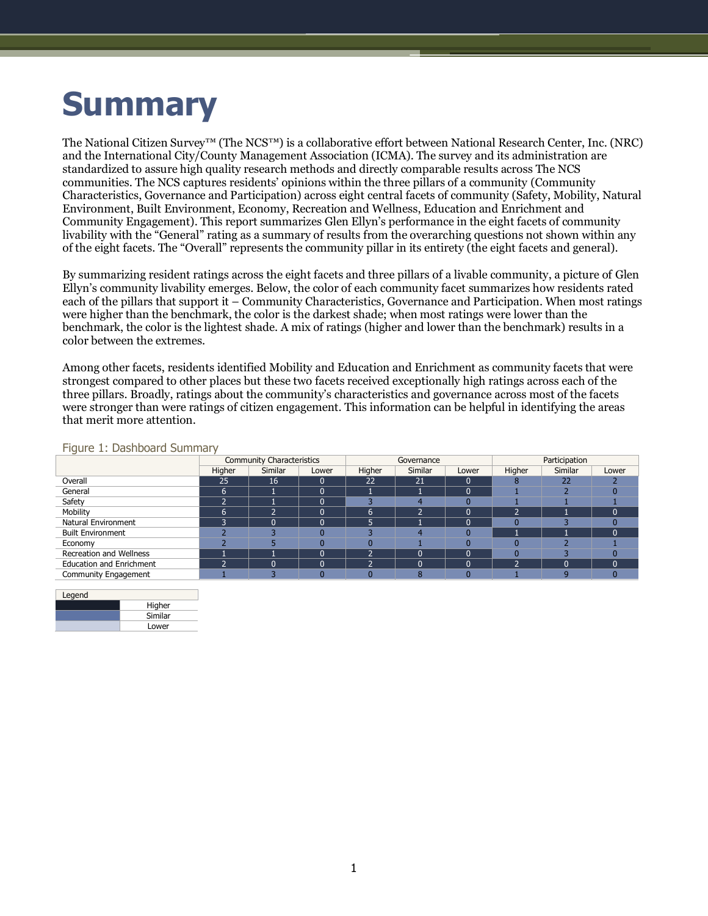# Summary

The National Citizen Survey™ (The NCS™) is a collaborative effort between National Research Center, Inc. (NRC) and the International City/County Management Association (ICMA). The survey and its administration are standardized to assure high quality research methods and directly comparable results across The NCS communities. The NCS captures residents' opinions within the three pillars of a community (Community Characteristics, Governance and Participation) across eight central facets of community (Safety, Mobility, Natural Environment, Built Environment, Economy, Recreation and Wellness, Education and Enrichment and Community Engagement). This report summarizes Glen Ellyn's performance in the eight facets of community livability with the "General" rating as a summary of results from the overarching questions not shown within any of the eight facets. The "Overall" represents the community pillar in its entirety (the eight facets and general).

By summarizing resident ratings across the eight facets and three pillars of a livable community, a picture of Glen Ellyn's community livability emerges. Below, the color of each community facet summarizes how residents rated each of the pillars that support it – Community Characteristics, Governance and Participation. When most ratings were higher than the benchmark, the color is the darkest shade; when most ratings were lower than the benchmark, the color is the lightest shade. A mix of ratings (higher and lower than the benchmark) results in a color between the extremes.

Among other facets, residents identified Mobility and Education and Enrichment as community facets that were strongest compared to other places but these two facets received exceptionally high ratings across each of the three pillars. Broadly, ratings about the community's characteristics and governance across most of the facets were stronger than were ratings of citizen engagement. This information can be helpful in identifying the areas that merit more attention.

Figure 1: Dashboard Summary

| | Community Characteristics | | | Governance | | | Participation | | |
|---|---|---|---|---|---|---|---|---|---|
| | Higher | Similar | Lower | Higher | Similar | Lower | Higher | Similar | Lower |
| Overall | 25 | 16 | 0 | 22 | 21 | 0 | 8 | 22 | 2 |
| General | 6 | 1 | 0 | 1 | 1 | 0 | 1 | 2 | 0 |
| Safety | 2 | 1 | 0 | 3 | 4 | 0 | 1 | 1 | 1 |
| Mobility | 6 | 2 | 0 | 6 | 2 | 0 | 2 | 1 | 0 |
| Natural Environment | 3 | 0 | 0 | 5 | 1 | 0 | 0 | 3 | 0 |
| Built Environment | 2 | 3 | 0 | 3 | 4 | 0 | 1 | 1 | 0 |
| Economy | 2 | 5 | 0 | 0 | 1 | 0 | 0 | 2 | 1 |
| Recreation and Wellness | 1 | 1 | 0 | 2 | 0 | 0 | 0 | 3 | 0 |
| Education and Enrichment | 2 | 0 | 0 | 2 | 0 | 0 | 2 | 0 | 0 |
| Community Engagement | 1 | 3 | 0 | 0 | 8 | 0 | 1 | 9 | 0 |

| Legend | |
|---|---|
| (darkest shade) | Higher |
| (medium shade) | Similar |
| (lightest shade) | Lower |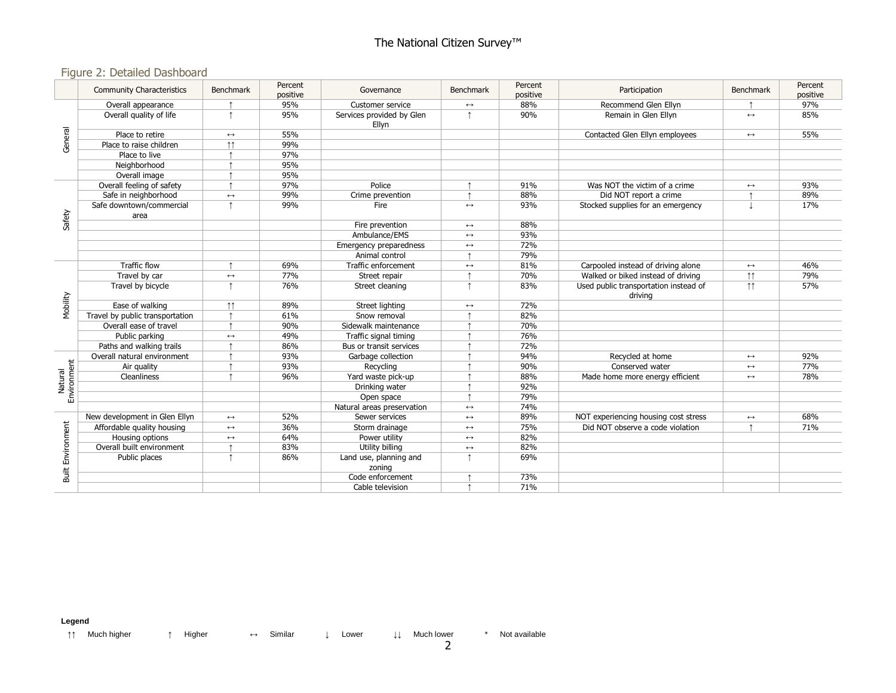## Figure 2: Detailed Dashboard

| | Community Characteristics | Benchmark | Percent positive | Governance | Benchmark | Percent positive | Participation | Benchmark | Percent positive |
|---|---|---|---|---|---|---|---|---|---|
| General | Overall appearance | ↑ | 95% | Customer service | ↔ | 88% | Recommend Glen Ellyn | ↑ | 97% |
| | Overall quality of life | ↑ | 95% | Services provided by Glen Ellyn | ↑ | 90% | Remain in Glen Ellyn | ↔ | 85% |
| | Place to retire | ↔ | 55% | | | | Contacted Glen Ellyn employees | ↔ | 55% |
| | Place to raise children | ↑↑ | 99% | | | | | | |
| | Place to live | ↑ | 97% | | | | | | |
| | Neighborhood | ↑ | 95% | | | | | | |
| | Overall image | ↑ | 95% | | | | | | |
| Safety | Overall feeling of safety | ↑ | 97% | Police | ↑ | 91% | Was NOT the victim of a crime | ↔ | 93% |
| | Safe in neighborhood | ↔ | 99% | Crime prevention | ↑ | 88% | Did NOT report a crime | ↑ | 89% |
| | Safe downtown/commercial area | ↑ | 99% | Fire | ↔ | 93% | Stocked supplies for an emergency | ↓ | 17% |
| | | | | Fire prevention | ↔ | 88% | | | |
| | | | | Ambulance/EMS | ↔ | 93% | | | |
| | | | | Emergency preparedness | ↔ | 72% | | | |
| | | | | Animal control | ↑ | 79% | | | |
| Mobility | Traffic flow | ↑ | 69% | Traffic enforcement | ↔ | 81% | Carpooled instead of driving alone | ↔ | 46% |
| | Travel by car | ↔ | 77% | Street repair | ↑ | 70% | Walked or biked instead of driving | ↑↑ | 79% |
| | Travel by bicycle | ↑ | 76% | Street cleaning | ↑ | 83% | Used public transportation instead of driving | ↑↑ | 57% |
| | Ease of walking | ↑↑ | 89% | Street lighting | ↔ | 72% | | | |
| | Travel by public transportation | ↑ | 61% | Snow removal | ↑ | 82% | | | |
| | Overall ease of travel | ↑ | 90% | Sidewalk maintenance | ↑ | 70% | | | |
| | Public parking | ↔ | 49% | Traffic signal timing | ↑ | 76% | | | |
| | Paths and walking trails | ↑ | 86% | Bus or transit services | ↑ | 72% | | | |
| Natural Environment | Overall natural environment | ↑ | 93% | Garbage collection | ↑ | 94% | Recycled at home | ↔ | 92% |
| | Air quality | ↑ | 93% | Recycling | ↑ | 90% | Conserved water | ↔ | 77% |
| | Cleanliness | ↑ | 96% | Yard waste pick-up | ↑ | 88% | Made home more energy efficient | ↔ | 78% |
| | | | | Drinking water | ↑ | 92% | | | |
| | | | | Open space | ↑ | 79% | | | |
| | | | | Natural areas preservation | ↔ | 74% | | | |
| Built Environment | New development in Glen Ellyn | ↔ | 52% | Sewer services | ↔ | 89% | NOT experiencing housing cost stress | ↔ | 68% |
| | Affordable quality housing | ↔ | 36% | Storm drainage | ↔ | 75% | Did NOT observe a code violation | ↑ | 71% |
| | Housing options | ↔ | 64% | Power utility | ↔ | 82% | | | |
| | Overall built environment | ↑ | 83% | Utility billing | ↔ | 82% | | | |
| | Public places | ↑ | 86% | Land use, planning and zoning | ↑ | 69% | | | |
| | | | | Code enforcement | ↑ | 73% | | | |
| | | | | Cable television | ↑ | 71% | | | |

**Legend**

↑↑ Much higher ↑ Higher ↔ Similar ↓ Lower ↓↓ Much lower * Not available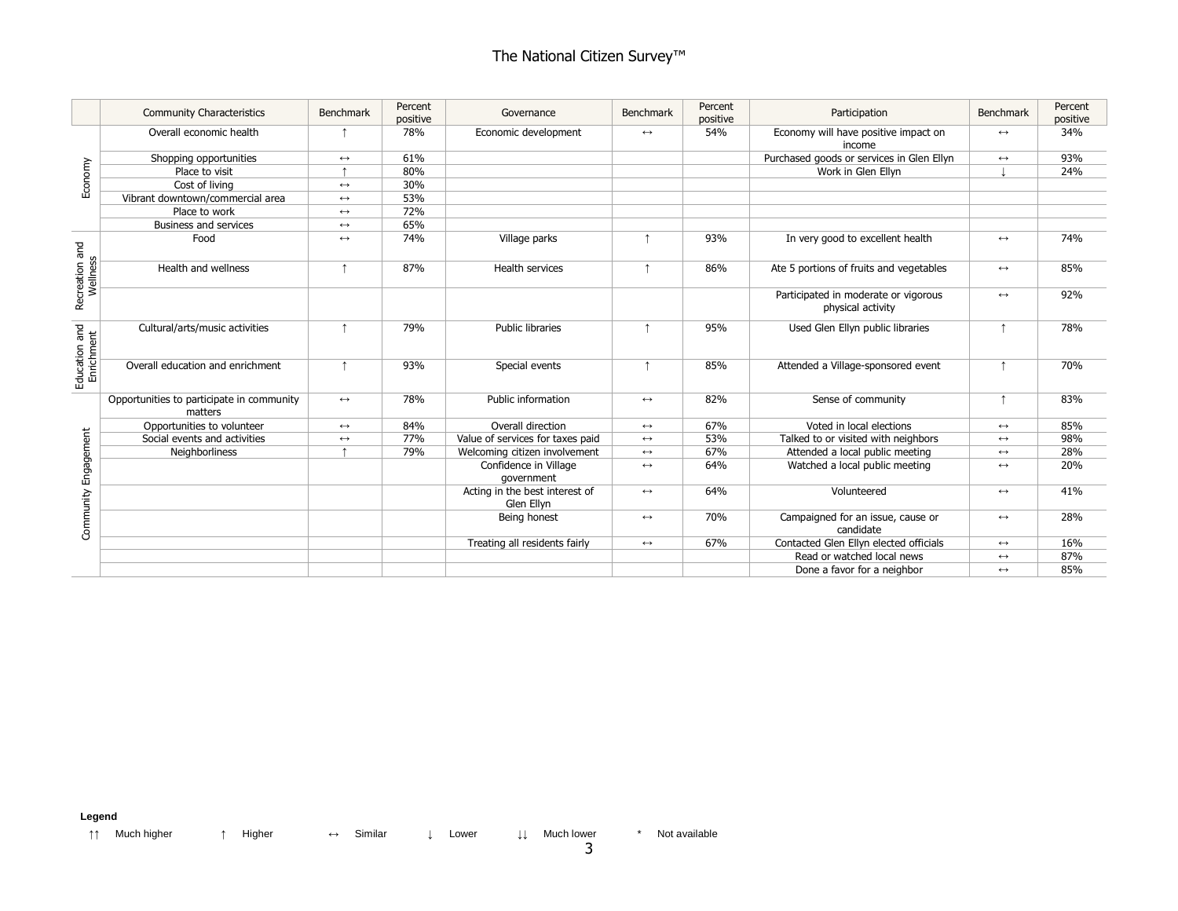| | Community Characteristics | Benchmark | Percent positive | Governance | Benchmark | Percent positive | Participation | Benchmark | Percent positive |
|---|---|---|---|---|---|---|---|---|---|
| Economy | Overall economic health | ↑ | 78% | Economic development | ↔ | 54% | Economy will have positive impact on income | ↔ | 34% |
| | Shopping opportunities | ↔ | 61% | | | | Purchased goods or services in Glen Ellyn | ↔ | 93% |
| | Place to visit | ↑ | 80% | | | | Work in Glen Ellyn | ↓ | 24% |
| | Cost of living | ↔ | 30% | | | | | | |
| | Vibrant downtown/commercial area | ↔ | 53% | | | | | | |
| | Place to work | ↔ | 72% | | | | | | |
| | Business and services | ↔ | 65% | | | | | | |
| Recreation and Wellness | Food | ↔ | 74% | Village parks | ↑ | 93% | In very good to excellent health | ↔ | 74% |
| | Health and wellness | ↑ | 87% | Health services | ↑ | 86% | Ate 5 portions of fruits and vegetables | ↔ | 85% |
| | | | | | | | Participated in moderate or vigorous physical activity | ↔ | 92% |
| Education and Enrichment | Cultural/arts/music activities | ↑ | 79% | Public libraries | ↑ | 95% | Used Glen Ellyn public libraries | ↑ | 78% |
| | Overall education and enrichment | ↑ | 93% | Special events | ↑ | 85% | Attended a Village-sponsored event | ↑ | 70% |
| Community Engagement | Opportunities to participate in community matters | ↔ | 78% | Public information | ↔ | 82% | Sense of community | ↑ | 83% |
| | Opportunities to volunteer | ↔ | 84% | Overall direction | ↔ | 67% | Voted in local elections | ↔ | 85% |
| | Social events and activities | ↔ | 77% | Value of services for taxes paid | ↔ | 53% | Talked to or visited with neighbors | ↔ | 98% |
| | Neighborliness | ↑ | 79% | Welcoming citizen involvement | ↔ | 67% | Attended a local public meeting | ↔ | 28% |
| | | | | Confidence in Village government | ↔ | 64% | Watched a local public meeting | ↔ | 20% |
| | | | | Acting in the best interest of Glen Ellyn | ↔ | 64% | Volunteered | ↔ | 41% |
| | | | | Being honest | ↔ | 70% | Campaigned for an issue, cause or candidate | ↔ | 28% |
| | | | | Treating all residents fairly | ↔ | 67% | Contacted Glen Ellyn elected officials | ↔ | 16% |
| | | | | | | | Read or watched local news | ↔ | 87% |
| | | | | | | | Done a favor for a neighbor | ↔ | 85% |

**Legend**

↑↑ Much higher  ↑ Higher  ↔ Similar  ↓ Lower  ↓↓ Much lower  * Not available